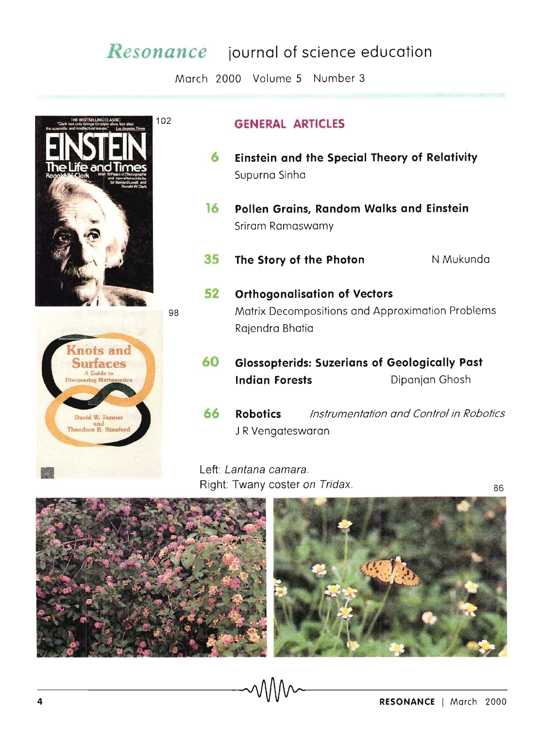# *Resonance* journal of science education

March 2000 Volume 5 Number 3

102

98

## GENERAL ARTICLES

**6** **Einstein and the Special Theory of Relativity**
Supurna Sinha

**16** **Pollen Grains, Random Walks and Einstein**
Sriram Ramaswamy

**35** **The Story of the Photon** N Mukunda

**52** **Orthogonalisation of Vectors**
Matrix Decompositions and Approximation Problems
Rajendra Bhatia

**60** **Glossopterids: Suzerians of Geologically Past Indian Forests** Dipanjan Ghosh

**66** **Robotics** *Instrumentation and Control in Robotics*
J R Vengateswaran

Left: *Lantana camara.*
Right: Twany coster *on Tridax.*

86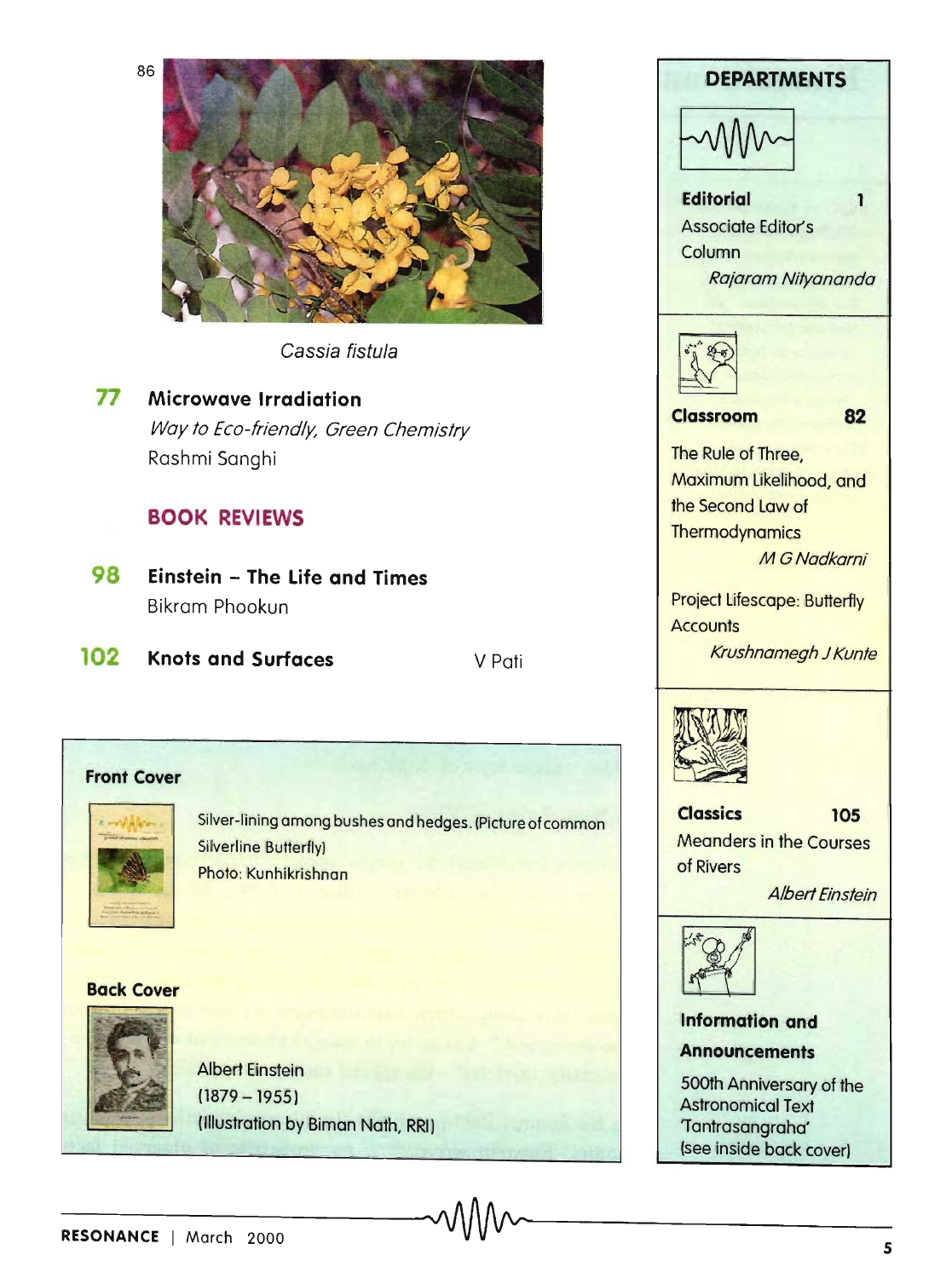86

Cassia fistula

**77** **Microwave Irradiation**
*Way to Eco-friendly, Green Chemistry*
Rashmi Sanghi

## BOOK REVIEWS

**98** **Einstein – The Life and Times**
Bikram Phookun

**102** **Knots and Surfaces** V Pati

### Front Cover

Silver-lining among bushes and hedges. (Picture of common Silverline Butterfly)
Photo: Kunhikrishnan

### Back Cover

Albert Einstein
(1879 – 1955)
(Illustration by Biman Nath, RRI)

## DEPARTMENTS

**Editorial** 1
Associate Editor's Column
*Rajaram Nityananda*

**Classroom** 82

The Rule of Three, Maximum Likelihood, and the Second Law of Thermodynamics
*M G Nadkarni*

Project Lifescape: Butterfly Accounts
*Krushnamegh J Kunte*

**Classics** 105
Meanders in the Courses of Rivers
*Albert Einstein*

**Information and Announcements**

500th Anniversary of the Astronomical Text 'Tantrasangraha'
(see inside back cover)